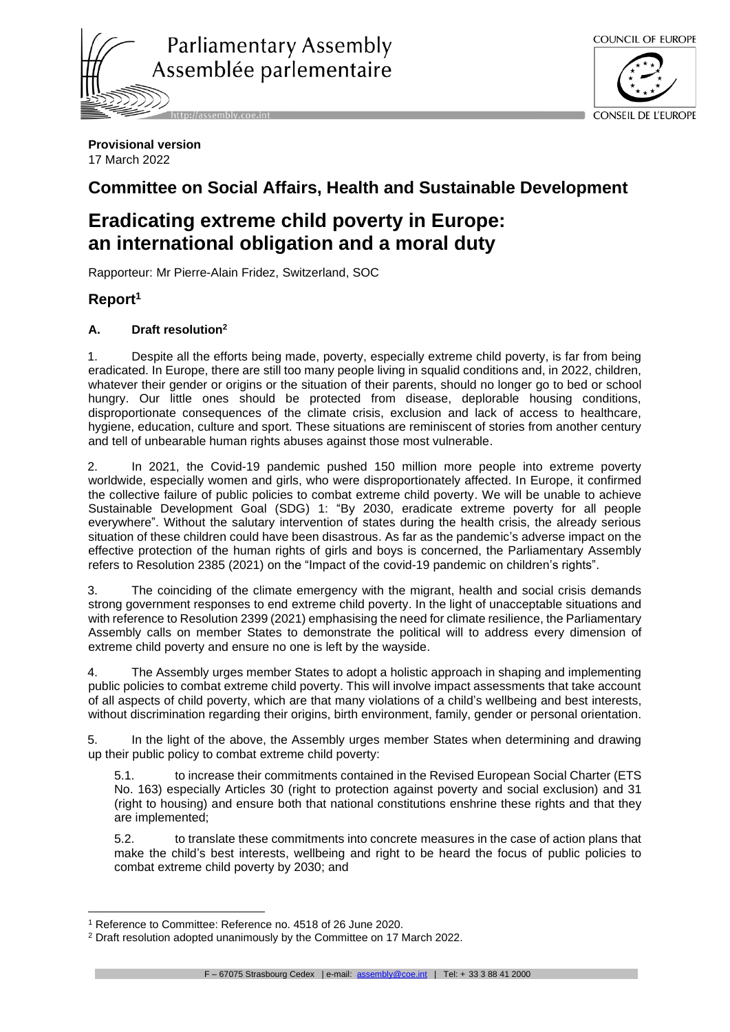Parliamentary Assembly
Assemblée parlementaire

COUNCIL OF EUROPE
CONSEIL DE L'EUROPE

**Provisional version**
17 March 2022

## Committee on Social Affairs, Health and Sustainable Development

# Eradicating extreme child poverty in Europe: an international obligation and a moral duty

Rapporteur: Mr Pierre-Alain Fridez, Switzerland, SOC

## Report[1]

### A. Draft resolution[2]

1. Despite all the efforts being made, poverty, especially extreme child poverty, is far from being eradicated. In Europe, there are still too many people living in squalid conditions and, in 2022, children, whatever their gender or origins or the situation of their parents, should no longer go to bed or school hungry. Our little ones should be protected from disease, deplorable housing conditions, disproportionate consequences of the climate crisis, exclusion and lack of access to healthcare, hygiene, education, culture and sport. These situations are reminiscent of stories from another century and tell of unbearable human rights abuses against those most vulnerable.

2. In 2021, the Covid-19 pandemic pushed 150 million more people into extreme poverty worldwide, especially women and girls, who were disproportionately affected. In Europe, it confirmed the collective failure of public policies to combat extreme child poverty. We will be unable to achieve Sustainable Development Goal (SDG) 1: "By 2030, eradicate extreme poverty for all people everywhere". Without the salutary intervention of states during the health crisis, the already serious situation of these children could have been disastrous. As far as the pandemic's adverse impact on the effective protection of the human rights of girls and boys is concerned, the Parliamentary Assembly refers to Resolution 2385 (2021) on the "Impact of the covid-19 pandemic on children's rights".

3. The coinciding of the climate emergency with the migrant, health and social crisis demands strong government responses to end extreme child poverty. In the light of unacceptable situations and with reference to Resolution 2399 (2021) emphasising the need for climate resilience, the Parliamentary Assembly calls on member States to demonstrate the political will to address every dimension of extreme child poverty and ensure no one is left by the wayside.

4. The Assembly urges member States to adopt a holistic approach in shaping and implementing public policies to combat extreme child poverty. This will involve impact assessments that take account of all aspects of child poverty, which are that many violations of a child's wellbeing and best interests, without discrimination regarding their origins, birth environment, family, gender or personal orientation.

5. In the light of the above, the Assembly urges member States when determining and drawing up their public policy to combat extreme child poverty:

5.1. to increase their commitments contained in the Revised European Social Charter (ETS No. 163) especially Articles 30 (right to protection against poverty and social exclusion) and 31 (right to housing) and ensure both that national constitutions enshrine these rights and that they are implemented;

5.2. to translate these commitments into concrete measures in the case of action plans that make the child's best interests, wellbeing and right to be heard the focus of public policies to combat extreme child poverty by 2030; and

---

[1] Reference to Committee: Reference no. 4518 of 26 June 2020.

[2] Draft resolution adopted unanimously by the Committee on 17 March 2022.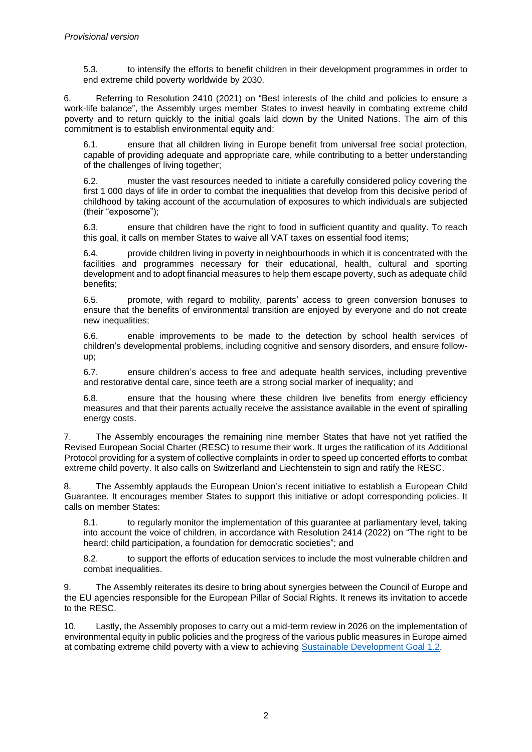5.3. to intensify the efforts to benefit children in their development programmes in order to end extreme child poverty worldwide by 2030.

6. Referring to Resolution 2410 (2021) on "Best interests of the child and policies to ensure a work-life balance", the Assembly urges member States to invest heavily in combating extreme child poverty and to return quickly to the initial goals laid down by the United Nations. The aim of this commitment is to establish environmental equity and:

6.1. ensure that all children living in Europe benefit from universal free social protection, capable of providing adequate and appropriate care, while contributing to a better understanding of the challenges of living together;

6.2. muster the vast resources needed to initiate a carefully considered policy covering the first 1 000 days of life in order to combat the inequalities that develop from this decisive period of childhood by taking account of the accumulation of exposures to which individuals are subjected (their "exposome");

6.3. ensure that children have the right to food in sufficient quantity and quality. To reach this goal, it calls on member States to waive all VAT taxes on essential food items;

6.4. provide children living in poverty in neighbourhoods in which it is concentrated with the facilities and programmes necessary for their educational, health, cultural and sporting development and to adopt financial measures to help them escape poverty, such as adequate child benefits;

6.5. promote, with regard to mobility, parents' access to green conversion bonuses to ensure that the benefits of environmental transition are enjoyed by everyone and do not create new inequalities;

6.6. enable improvements to be made to the detection by school health services of children's developmental problems, including cognitive and sensory disorders, and ensure follow-up;

6.7. ensure children's access to free and adequate health services, including preventive and restorative dental care, since teeth are a strong social marker of inequality; and

6.8. ensure that the housing where these children live benefits from energy efficiency measures and that their parents actually receive the assistance available in the event of spiralling energy costs.

7. The Assembly encourages the remaining nine member States that have not yet ratified the Revised European Social Charter (RESC) to resume their work. It urges the ratification of its Additional Protocol providing for a system of collective complaints in order to speed up concerted efforts to combat extreme child poverty. It also calls on Switzerland and Liechtenstein to sign and ratify the RESC.

8. The Assembly applauds the European Union's recent initiative to establish a European Child Guarantee. It encourages member States to support this initiative or adopt corresponding policies. It calls on member States:

8.1. to regularly monitor the implementation of this guarantee at parliamentary level, taking into account the voice of children, in accordance with Resolution 2414 (2022) on "The right to be heard: child participation, a foundation for democratic societies"; and

8.2. to support the efforts of education services to include the most vulnerable children and combat inequalities.

9. The Assembly reiterates its desire to bring about synergies between the Council of Europe and the EU agencies responsible for the European Pillar of Social Rights. It renews its invitation to accede to the RESC.

10. Lastly, the Assembly proposes to carry out a mid-term review in 2026 on the implementation of environmental equity in public policies and the progress of the various public measures in Europe aimed at combating extreme child poverty with a view to achieving Sustainable Development Goal 1.2.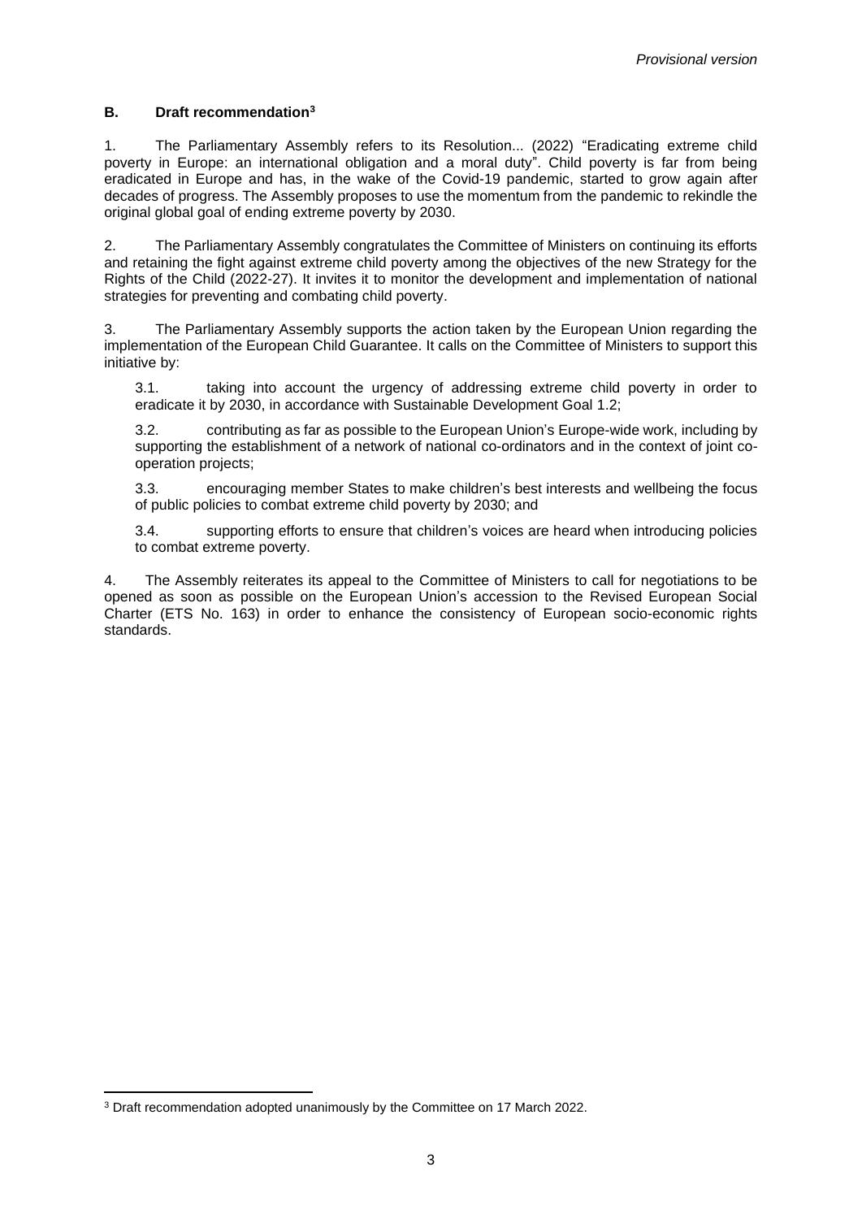## B. Draft recommendation[3]

1. The Parliamentary Assembly refers to its Resolution... (2022) "Eradicating extreme child poverty in Europe: an international obligation and a moral duty". Child poverty is far from being eradicated in Europe and has, in the wake of the Covid-19 pandemic, started to grow again after decades of progress. The Assembly proposes to use the momentum from the pandemic to rekindle the original global goal of ending extreme poverty by 2030.

2. The Parliamentary Assembly congratulates the Committee of Ministers on continuing its efforts and retaining the fight against extreme child poverty among the objectives of the new Strategy for the Rights of the Child (2022-27). It invites it to monitor the development and implementation of national strategies for preventing and combating child poverty.

3. The Parliamentary Assembly supports the action taken by the European Union regarding the implementation of the European Child Guarantee. It calls on the Committee of Ministers to support this initiative by:

   3.1. taking into account the urgency of addressing extreme child poverty in order to eradicate it by 2030, in accordance with Sustainable Development Goal 1.2;

   3.2. contributing as far as possible to the European Union's Europe-wide work, including by supporting the establishment of a network of national co-ordinators and in the context of joint co-operation projects;

   3.3. encouraging member States to make children's best interests and wellbeing the focus of public policies to combat extreme child poverty by 2030; and

   3.4. supporting efforts to ensure that children's voices are heard when introducing policies to combat extreme poverty.

4. The Assembly reiterates its appeal to the Committee of Ministers to call for negotiations to be opened as soon as possible on the European Union's accession to the Revised European Social Charter (ETS No. 163) in order to enhance the consistency of European socio-economic rights standards.

---

[3] Draft recommendation adopted unanimously by the Committee on 17 March 2022.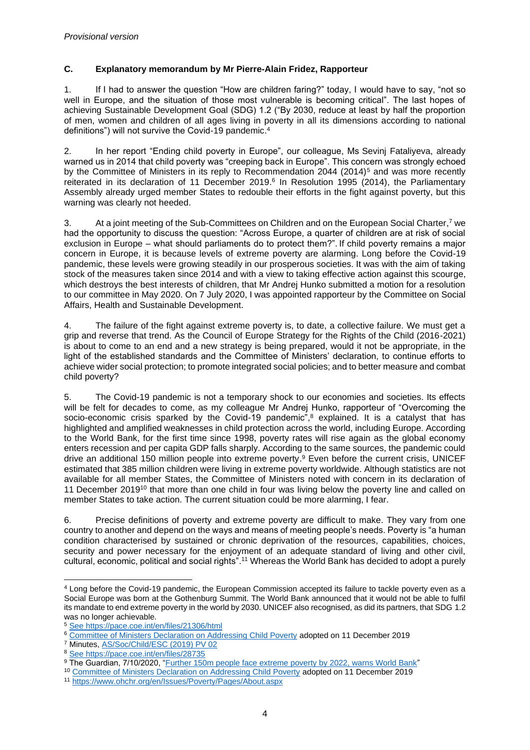*Provisional version*

## C. Explanatory memorandum by Mr Pierre-Alain Fridez, Rapporteur

1. If I had to answer the question "How are children faring?" today, I would have to say, "not so well in Europe, and the situation of those most vulnerable is becoming critical". The last hopes of achieving Sustainable Development Goal (SDG) 1.2 ("By 2030, reduce at least by half the proportion of men, women and children of all ages living in poverty in all its dimensions according to national definitions") will not survive the Covid-19 pandemic.[4]

2. In her report "Ending child poverty in Europe", our colleague, Ms Sevinj Fataliyeva, already warned us in 2014 that child poverty was "creeping back in Europe". This concern was strongly echoed by the Committee of Ministers in its reply to Recommendation 2044 (2014)[5] and was more recently reiterated in its declaration of 11 December 2019.[6] In Resolution 1995 (2014), the Parliamentary Assembly already urged member States to redouble their efforts in the fight against poverty, but this warning was clearly not heeded.

3. At a joint meeting of the Sub-Committees on Children and on the European Social Charter,[7] we had the opportunity to discuss the question: "Across Europe, a quarter of children are at risk of social exclusion in Europe – what should parliaments do to protect them?". If child poverty remains a major concern in Europe, it is because levels of extreme poverty are alarming. Long before the Covid-19 pandemic, these levels were growing steadily in our prosperous societies. It was with the aim of taking stock of the measures taken since 2014 and with a view to taking effective action against this scourge, which destroys the best interests of children, that Mr Andrej Hunko submitted a motion for a resolution to our committee in May 2020. On 7 July 2020, I was appointed rapporteur by the Committee on Social Affairs, Health and Sustainable Development.

4. The failure of the fight against extreme poverty is, to date, a collective failure. We must get a grip and reverse that trend. As the Council of Europe Strategy for the Rights of the Child (2016-2021) is about to come to an end and a new strategy is being prepared, would it not be appropriate, in the light of the established standards and the Committee of Ministers' declaration, to continue efforts to achieve wider social protection; to promote integrated social policies; and to better measure and combat child poverty?

5. The Covid-19 pandemic is not a temporary shock to our economies and societies. Its effects will be felt for decades to come, as my colleague Mr Andrej Hunko, rapporteur of "Overcoming the socio-economic crisis sparked by the Covid-19 pandemic",[8] explained. It is a catalyst that has highlighted and amplified weaknesses in child protection across the world, including Europe. According to the World Bank, for the first time since 1998, poverty rates will rise again as the global economy enters recession and per capita GDP falls sharply. According to the same sources, the pandemic could drive an additional 150 million people into extreme poverty.[9] Even before the current crisis, UNICEF estimated that 385 million children were living in extreme poverty worldwide. Although statistics are not available for all member States, the Committee of Ministers noted with concern in its declaration of 11 December 2019[10] that more than one child in four was living below the poverty line and called on member States to take action. The current situation could be more alarming, I fear.

6. Precise definitions of poverty and extreme poverty are difficult to make. They vary from one country to another and depend on the ways and means of meeting people's needs. Poverty is "a human condition characterised by sustained or chronic deprivation of the resources, capabilities, choices, security and power necessary for the enjoyment of an adequate standard of living and other civil, cultural, economic, political and social rights".[11] Whereas the World Bank has decided to adopt a purely

---

[4] Long before the Covid-19 pandemic, the European Commission accepted its failure to tackle poverty even as a Social Europe was born at the Gothenburg Summit. The World Bank announced that it would not be able to fulfil its mandate to end extreme poverty in the world by 2030. UNICEF also recognised, as did its partners, that SDG 1.2 was no longer achievable.

[5] See https://pace.coe.int/en/files/21306/html

[6] Committee of Ministers Declaration on Addressing Child Poverty adopted on 11 December 2019

[7] Minutes, AS/Soc/Child/ESC (2019) PV 02

[8] See https://pace.coe.int/en/files/28735

[9] The Guardian, 7/10/2020, "Further 150m people face extreme poverty by 2022, warns World Bank"

[10] Committee of Ministers Declaration on Addressing Child Poverty adopted on 11 December 2019

[11] https://www.ohchr.org/en/Issues/Poverty/Pages/About.aspx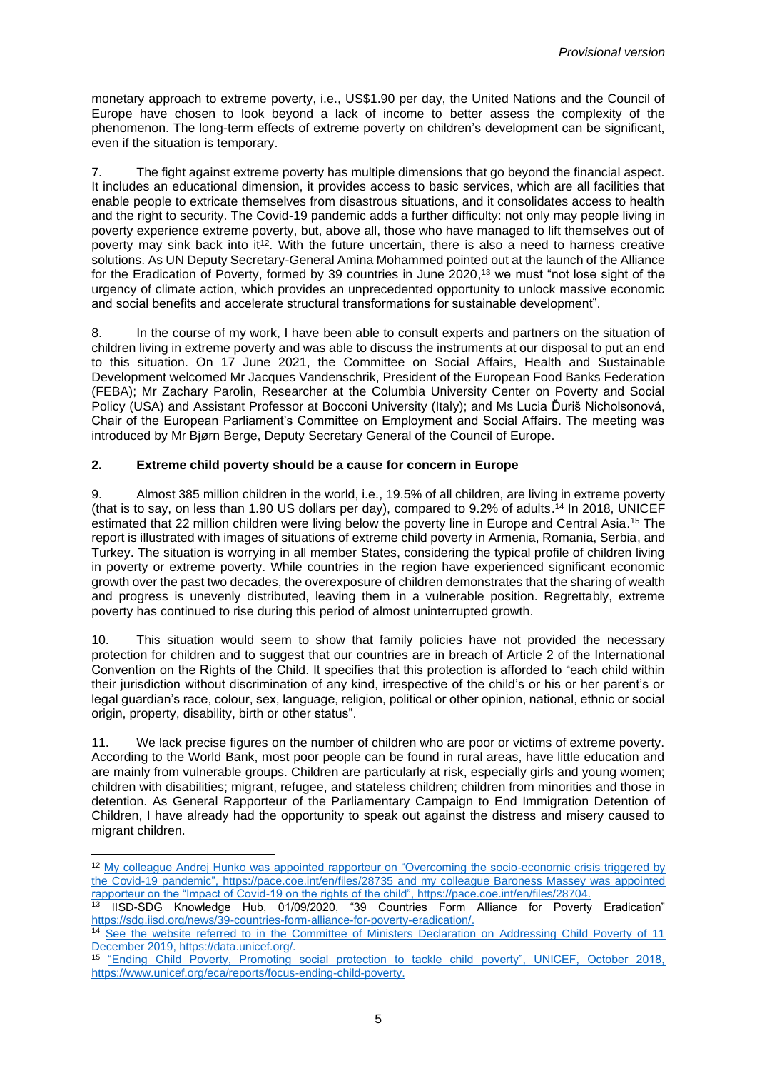monetary approach to extreme poverty, i.e., US$1.90 per day, the United Nations and the Council of Europe have chosen to look beyond a lack of income to better assess the complexity of the phenomenon. The long-term effects of extreme poverty on children's development can be significant, even if the situation is temporary.

7. The fight against extreme poverty has multiple dimensions that go beyond the financial aspect. It includes an educational dimension, it provides access to basic services, which are all facilities that enable people to extricate themselves from disastrous situations, and it consolidates access to health and the right to security. The Covid-19 pandemic adds a further difficulty: not only may people living in poverty experience extreme poverty, but, above all, those who have managed to lift themselves out of poverty may sink back into it[12]. With the future uncertain, there is also a need to harness creative solutions. As UN Deputy Secretary-General Amina Mohammed pointed out at the launch of the Alliance for the Eradication of Poverty, formed by 39 countries in June 2020,[13] we must "not lose sight of the urgency of climate action, which provides an unprecedented opportunity to unlock massive economic and social benefits and accelerate structural transformations for sustainable development".

8. In the course of my work, I have been able to consult experts and partners on the situation of children living in extreme poverty and was able to discuss the instruments at our disposal to put an end to this situation. On 17 June 2021, the Committee on Social Affairs, Health and Sustainable Development welcomed Mr Jacques Vandenschrik, President of the European Food Banks Federation (FEBA); Mr Zachary Parolin, Researcher at the Columbia University Center on Poverty and Social Policy (USA) and Assistant Professor at Bocconi University (Italy); and Ms Lucia Ďuriš Nicholsonová, Chair of the European Parliament's Committee on Employment and Social Affairs. The meeting was introduced by Mr Bjørn Berge, Deputy Secretary General of the Council of Europe.

## 2. Extreme child poverty should be a cause for concern in Europe

9. Almost 385 million children in the world, i.e., 19.5% of all children, are living in extreme poverty (that is to say, on less than 1.90 US dollars per day), compared to 9.2% of adults.[14] In 2018, UNICEF estimated that 22 million children were living below the poverty line in Europe and Central Asia.[15] The report is illustrated with images of situations of extreme child poverty in Armenia, Romania, Serbia, and Turkey. The situation is worrying in all member States, considering the typical profile of children living in poverty or extreme poverty. While countries in the region have experienced significant economic growth over the past two decades, the overexposure of children demonstrates that the sharing of wealth and progress is unevenly distributed, leaving them in a vulnerable position. Regrettably, extreme poverty has continued to rise during this period of almost uninterrupted growth.

10. This situation would seem to show that family policies have not provided the necessary protection for children and to suggest that our countries are in breach of Article 2 of the International Convention on the Rights of the Child. It specifies that this protection is afforded to "each child within their jurisdiction without discrimination of any kind, irrespective of the child's or his or her parent's or legal guardian's race, colour, sex, language, religion, political or other opinion, national, ethnic or social origin, property, disability, birth or other status".

11. We lack precise figures on the number of children who are poor or victims of extreme poverty. According to the World Bank, most poor people can be found in rural areas, have little education and are mainly from vulnerable groups. Children are particularly at risk, especially girls and young women; children with disabilities; migrant, refugee, and stateless children; children from minorities and those in detention. As General Rapporteur of the Parliamentary Campaign to End Immigration Detention of Children, I have already had the opportunity to speak out against the distress and misery caused to migrant children.

---

[12] My colleague Andrej Hunko was appointed rapporteur on "Overcoming the socio-economic crisis triggered by the Covid-19 pandemic", https://pace.coe.int/en/files/28735 and my colleague Baroness Massey was appointed rapporteur on the "Impact of Covid-19 on the rights of the child", https://pace.coe.int/en/files/28704.

[13] IISD-SDG Knowledge Hub, 01/09/2020, "39 Countries Form Alliance for Poverty Eradication" https://sdg.iisd.org/news/39-countries-form-alliance-for-poverty-eradication/.

[14] See the website referred to in the Committee of Ministers Declaration on Addressing Child Poverty of 11 December 2019, https://data.unicef.org/.

[15] "Ending Child Poverty, Promoting social protection to tackle child poverty", UNICEF, October 2018, https://www.unicef.org/eca/reports/focus-ending-child-poverty.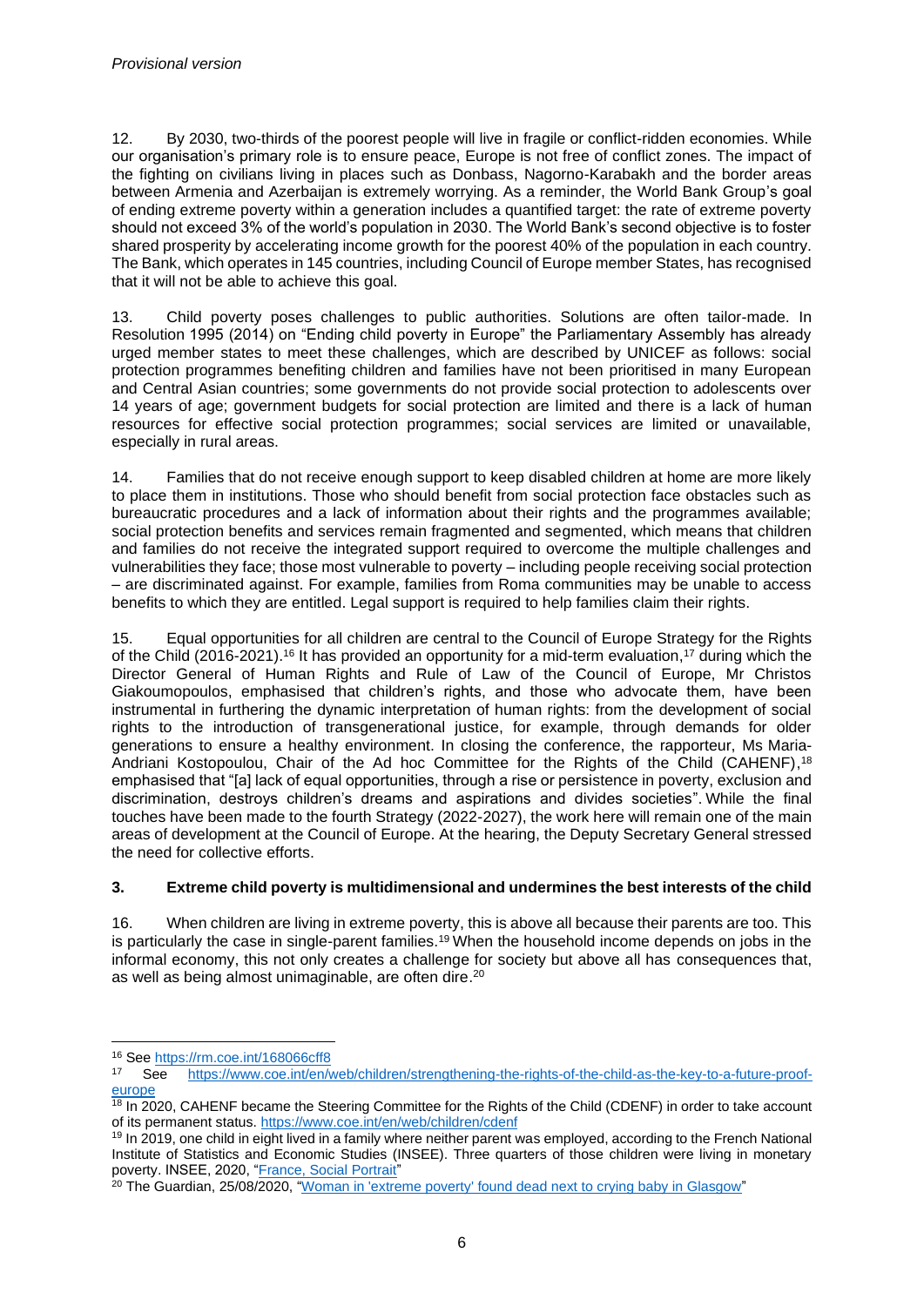12. By 2030, two-thirds of the poorest people will live in fragile or conflict-ridden economies. While our organisation's primary role is to ensure peace, Europe is not free of conflict zones. The impact of the fighting on civilians living in places such as Donbass, Nagorno-Karabakh and the border areas between Armenia and Azerbaijan is extremely worrying. As a reminder, the World Bank Group's goal of ending extreme poverty within a generation includes a quantified target: the rate of extreme poverty should not exceed 3% of the world's population in 2030. The World Bank's second objective is to foster shared prosperity by accelerating income growth for the poorest 40% of the population in each country. The Bank, which operates in 145 countries, including Council of Europe member States, has recognised that it will not be able to achieve this goal.

13. Child poverty poses challenges to public authorities. Solutions are often tailor-made. In Resolution 1995 (2014) on "Ending child poverty in Europe" the Parliamentary Assembly has already urged member states to meet these challenges, which are described by UNICEF as follows: social protection programmes benefiting children and families have not been prioritised in many European and Central Asian countries; some governments do not provide social protection to adolescents over 14 years of age; government budgets for social protection are limited and there is a lack of human resources for effective social protection programmes; social services are limited or unavailable, especially in rural areas.

14. Families that do not receive enough support to keep disabled children at home are more likely to place them in institutions. Those who should benefit from social protection face obstacles such as bureaucratic procedures and a lack of information about their rights and the programmes available; social protection benefits and services remain fragmented and segmented, which means that children and families do not receive the integrated support required to overcome the multiple challenges and vulnerabilities they face; those most vulnerable to poverty – including people receiving social protection – are discriminated against. For example, families from Roma communities may be unable to access benefits to which they are entitled. Legal support is required to help families claim their rights.

15. Equal opportunities for all children are central to the Council of Europe Strategy for the Rights of the Child (2016-2021).[16] It has provided an opportunity for a mid-term evaluation,[17] during which the Director General of Human Rights and Rule of Law of the Council of Europe, Mr Christos Giakoumopoulos, emphasised that children's rights, and those who advocate them, have been instrumental in furthering the dynamic interpretation of human rights: from the development of social rights to the introduction of transgenerational justice, for example, through demands for older generations to ensure a healthy environment. In closing the conference, the rapporteur, Ms Maria-Andriani Kostopoulou, Chair of the Ad hoc Committee for the Rights of the Child (CAHENF),[18] emphasised that "[a] lack of equal opportunities, through a rise or persistence in poverty, exclusion and discrimination, destroys children's dreams and aspirations and divides societies". While the final touches have been made to the fourth Strategy (2022-2027), the work here will remain one of the main areas of development at the Council of Europe. At the hearing, the Deputy Secretary General stressed the need for collective efforts.

### 3. Extreme child poverty is multidimensional and undermines the best interests of the child

16. When children are living in extreme poverty, this is above all because their parents are too. This is particularly the case in single-parent families.[19] When the household income depends on jobs in the informal economy, this not only creates a challenge for society but above all has consequences that, as well as being almost unimaginable, are often dire.[20]

---

[16] See https://rm.coe.int/168066cff8

[17] See https://www.coe.int/en/web/children/strengthening-the-rights-of-the-child-as-the-key-to-a-future-proof-europe

[18] In 2020, CAHENF became the Steering Committee for the Rights of the Child (CDENF) in order to take account of its permanent status. https://www.coe.int/en/web/children/cdenf

[19] In 2019, one child in eight lived in a family where neither parent was employed, according to the French National Institute of Statistics and Economic Studies (INSEE). Three quarters of those children were living in monetary poverty. INSEE, 2020, "France, Social Portrait"

[20] The Guardian, 25/08/2020, "Woman in 'extreme poverty' found dead next to crying baby in Glasgow"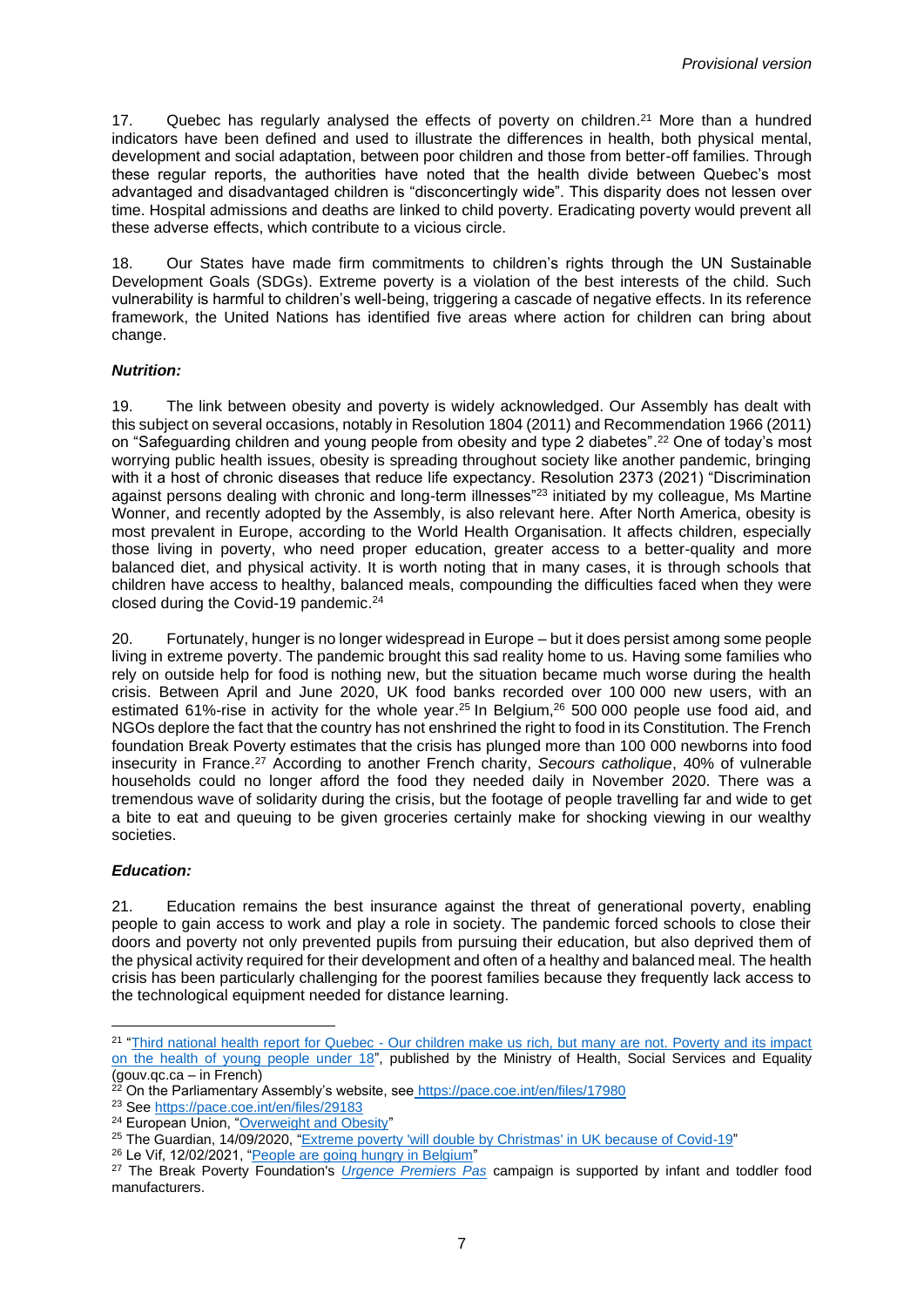17. Quebec has regularly analysed the effects of poverty on children.[21] More than a hundred indicators have been defined and used to illustrate the differences in health, both physical mental, development and social adaptation, between poor children and those from better-off families. Through these regular reports, the authorities have noted that the health divide between Quebec's most advantaged and disadvantaged children is "disconcertingly wide". This disparity does not lessen over time. Hospital admissions and deaths are linked to child poverty. Eradicating poverty would prevent all these adverse effects, which contribute to a vicious circle.

18. Our States have made firm commitments to children's rights through the UN Sustainable Development Goals (SDGs). Extreme poverty is a violation of the best interests of the child. Such vulnerability is harmful to children's well-being, triggering a cascade of negative effects. In its reference framework, the United Nations has identified five areas where action for children can bring about change.

***Nutrition:***

19. The link between obesity and poverty is widely acknowledged. Our Assembly has dealt with this subject on several occasions, notably in Resolution 1804 (2011) and Recommendation 1966 (2011) on "Safeguarding children and young people from obesity and type 2 diabetes".[22] One of today's most worrying public health issues, obesity is spreading throughout society like another pandemic, bringing with it a host of chronic diseases that reduce life expectancy. Resolution 2373 (2021) "Discrimination against persons dealing with chronic and long-term illnesses"[23] initiated by my colleague, Ms Martine Wonner, and recently adopted by the Assembly, is also relevant here. After North America, obesity is most prevalent in Europe, according to the World Health Organisation. It affects children, especially those living in poverty, who need proper education, greater access to a better-quality and more balanced diet, and physical activity. It is worth noting that in many cases, it is through schools that children have access to healthy, balanced meals, compounding the difficulties faced when they were closed during the Covid-19 pandemic.[24]

20. Fortunately, hunger is no longer widespread in Europe – but it does persist among some people living in extreme poverty. The pandemic brought this sad reality home to us. Having some families who rely on outside help for food is nothing new, but the situation became much worse during the health crisis. Between April and June 2020, UK food banks recorded over 100 000 new users, with an estimated 61%-rise in activity for the whole year.[25] In Belgium,[26] 500 000 people use food aid, and NGOs deplore the fact that the country has not enshrined the right to food in its Constitution. The French foundation Break Poverty estimates that the crisis has plunged more than 100 000 newborns into food insecurity in France.[27] According to another French charity, *Secours catholique*, 40% of vulnerable households could no longer afford the food they needed daily in November 2020. There was a tremendous wave of solidarity during the crisis, but the footage of people travelling far and wide to get a bite to eat and queuing to be given groceries certainly make for shocking viewing in our wealthy societies.

***Education:***

21. Education remains the best insurance against the threat of generational poverty, enabling people to gain access to work and play a role in society. The pandemic forced schools to close their doors and poverty not only prevented pupils from pursuing their education, but also deprived them of the physical activity required for their development and often of a healthy and balanced meal. The health crisis has been particularly challenging for the poorest families because they frequently lack access to the technological equipment needed for distance learning.

---

[21] "Third national health report for Quebec - Our children make us rich, but many are not. Poverty and its impact on the health of young people under 18", published by the Ministry of Health, Social Services and Equality (gouv.qc.ca – in French)

[22] On the Parliamentary Assembly's website, see https://pace.coe.int/en/files/17980

[23] See https://pace.coe.int/en/files/29183

[24] European Union, "Overweight and Obesity"

[25] The Guardian, 14/09/2020, "Extreme poverty 'will double by Christmas' in UK because of Covid-19"

[26] Le Vif, 12/02/2021, "People are going hungry in Belgium"

[27] The Break Poverty Foundation's *Urgence Premiers Pas* campaign is supported by infant and toddler food manufacturers.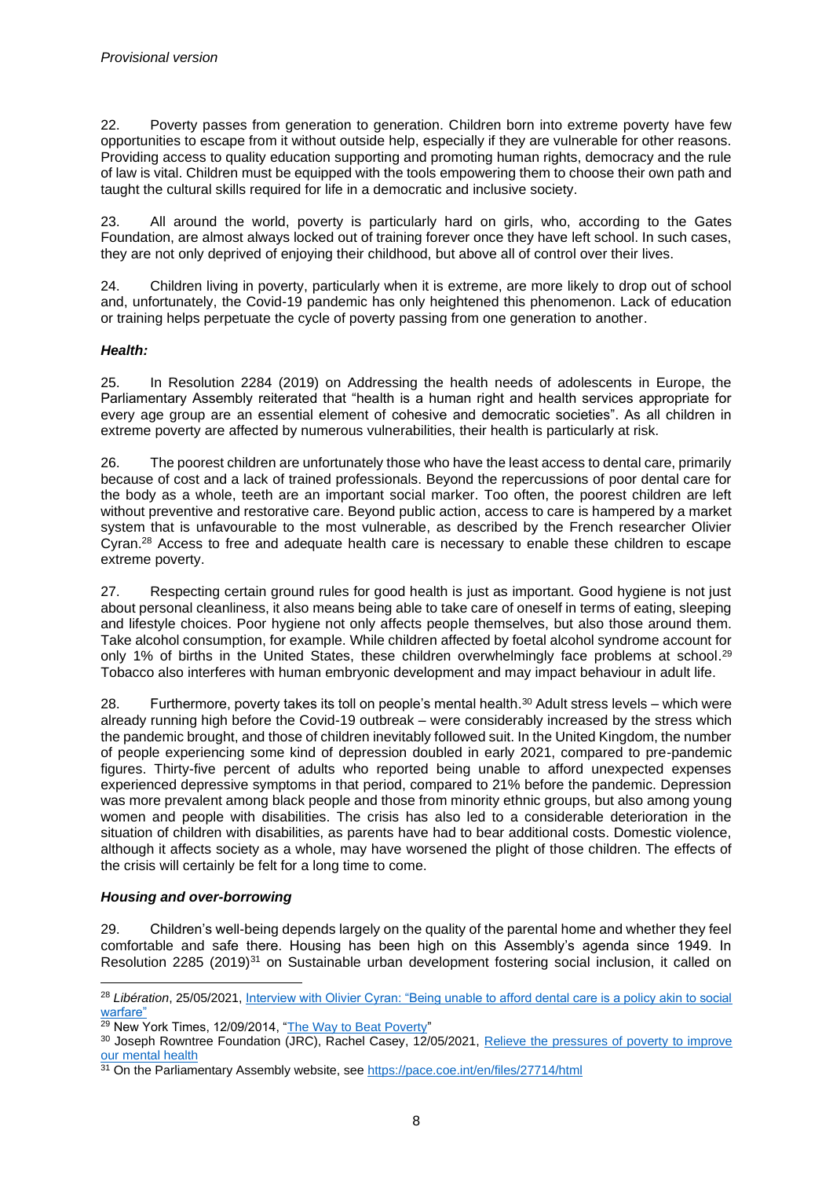22. Poverty passes from generation to generation. Children born into extreme poverty have few opportunities to escape from it without outside help, especially if they are vulnerable for other reasons. Providing access to quality education supporting and promoting human rights, democracy and the rule of law is vital. Children must be equipped with the tools empowering them to choose their own path and taught the cultural skills required for life in a democratic and inclusive society.

23. All around the world, poverty is particularly hard on girls, who, according to the Gates Foundation, are almost always locked out of training forever once they have left school. In such cases, they are not only deprived of enjoying their childhood, but above all of control over their lives.

24. Children living in poverty, particularly when it is extreme, are more likely to drop out of school and, unfortunately, the Covid-19 pandemic has only heightened this phenomenon. Lack of education or training helps perpetuate the cycle of poverty passing from one generation to another.

***Health:***

25. In Resolution 2284 (2019) on Addressing the health needs of adolescents in Europe, the Parliamentary Assembly reiterated that "health is a human right and health services appropriate for every age group are an essential element of cohesive and democratic societies". As all children in extreme poverty are affected by numerous vulnerabilities, their health is particularly at risk.

26. The poorest children are unfortunately those who have the least access to dental care, primarily because of cost and a lack of trained professionals. Beyond the repercussions of poor dental care for the body as a whole, teeth are an important social marker. Too often, the poorest children are left without preventive and restorative care. Beyond public action, access to care is hampered by a market system that is unfavourable to the most vulnerable, as described by the French researcher Olivier Cyran.[28] Access to free and adequate health care is necessary to enable these children to escape extreme poverty.

27. Respecting certain ground rules for good health is just as important. Good hygiene is not just about personal cleanliness, it also means being able to take care of oneself in terms of eating, sleeping and lifestyle choices. Poor hygiene not only affects people themselves, but also those around them. Take alcohol consumption, for example. While children affected by foetal alcohol syndrome account for only 1% of births in the United States, these children overwhelmingly face problems at school.[29] Tobacco also interferes with human embryonic development and may impact behaviour in adult life.

28. Furthermore, poverty takes its toll on people's mental health.[30] Adult stress levels – which were already running high before the Covid-19 outbreak – were considerably increased by the stress which the pandemic brought, and those of children inevitably followed suit. In the United Kingdom, the number of people experiencing some kind of depression doubled in early 2021, compared to pre-pandemic figures. Thirty-five percent of adults who reported being unable to afford unexpected expenses experienced depressive symptoms in that period, compared to 21% before the pandemic. Depression was more prevalent among black people and those from minority ethnic groups, but also among young women and people with disabilities. The crisis has also led to a considerable deterioration in the situation of children with disabilities, as parents have had to bear additional costs. Domestic violence, although it affects society as a whole, may have worsened the plight of those children. The effects of the crisis will certainly be felt for a long time to come.

***Housing and over-borrowing***

29. Children's well-being depends largely on the quality of the parental home and whether they feel comfortable and safe there. Housing has been high on this Assembly's agenda since 1949. In Resolution 2285 (2019)[31] on Sustainable urban development fostering social inclusion, it called on

---

[28] *Libération*, 25/05/2021, Interview with Olivier Cyran: "Being unable to afford dental care is a policy akin to social warfare"

[29] New York Times, 12/09/2014, "The Way to Beat Poverty"

[30] Joseph Rowntree Foundation (JRC), Rachel Casey, 12/05/2021, Relieve the pressures of poverty to improve our mental health

[31] On the Parliamentary Assembly website, see https://pace.coe.int/en/files/27714/html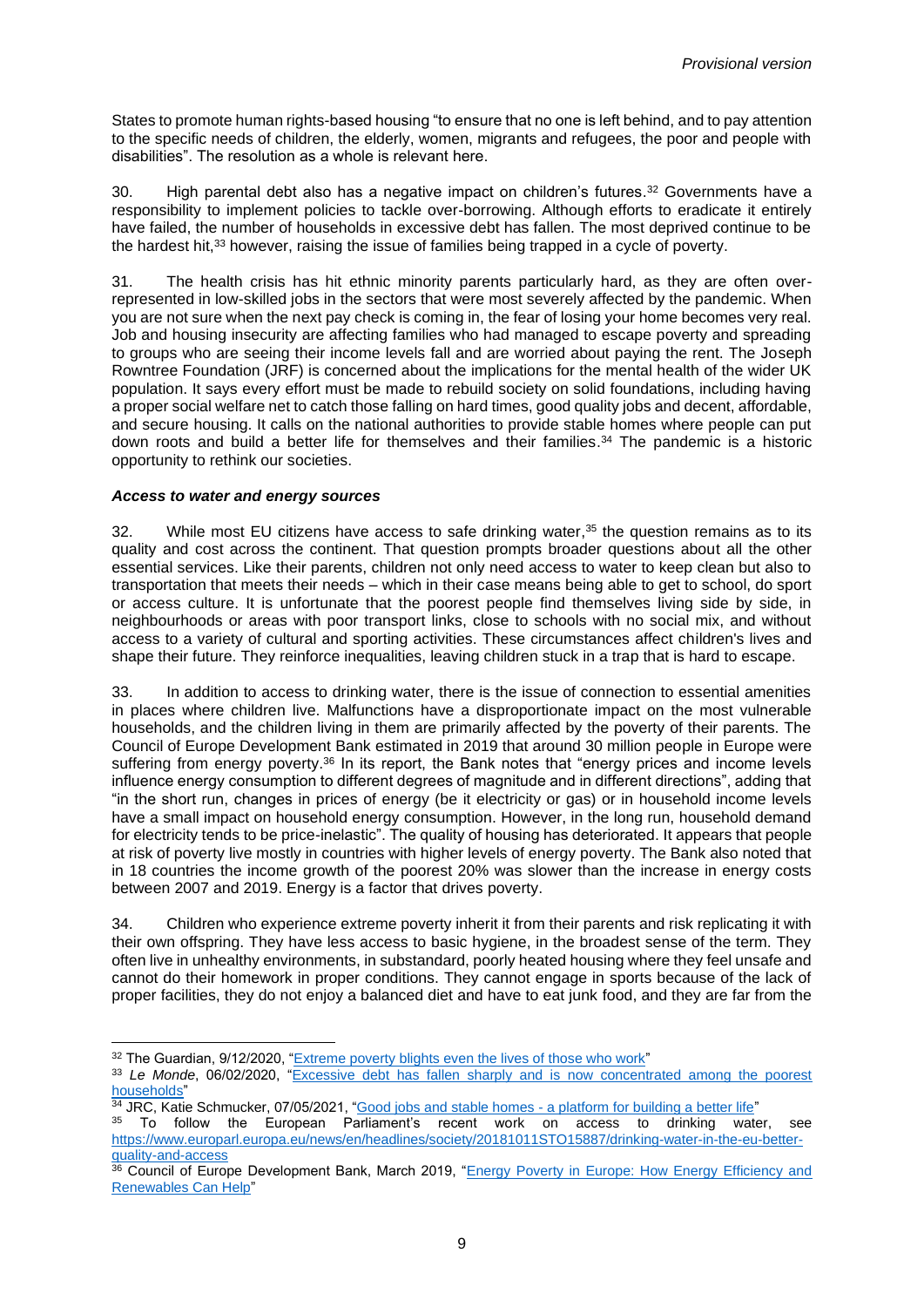States to promote human rights-based housing "to ensure that no one is left behind, and to pay attention to the specific needs of children, the elderly, women, migrants and refugees, the poor and people with disabilities". The resolution as a whole is relevant here.

30. High parental debt also has a negative impact on children's futures.[32] Governments have a responsibility to implement policies to tackle over-borrowing. Although efforts to eradicate it entirely have failed, the number of households in excessive debt has fallen. The most deprived continue to be the hardest hit,[33] however, raising the issue of families being trapped in a cycle of poverty.

31. The health crisis has hit ethnic minority parents particularly hard, as they are often over-represented in low-skilled jobs in the sectors that were most severely affected by the pandemic. When you are not sure when the next pay check is coming in, the fear of losing your home becomes very real. Job and housing insecurity are affecting families who had managed to escape poverty and spreading to groups who are seeing their income levels fall and are worried about paying the rent. The Joseph Rowntree Foundation (JRF) is concerned about the implications for the mental health of the wider UK population. It says every effort must be made to rebuild society on solid foundations, including having a proper social welfare net to catch those falling on hard times, good quality jobs and decent, affordable, and secure housing. It calls on the national authorities to provide stable homes where people can put down roots and build a better life for themselves and their families.[34] The pandemic is a historic opportunity to rethink our societies.

### *Access to water and energy sources*

32. While most EU citizens have access to safe drinking water,[35] the question remains as to its quality and cost across the continent. That question prompts broader questions about all the other essential services. Like their parents, children not only need access to water to keep clean but also to transportation that meets their needs – which in their case means being able to get to school, do sport or access culture. It is unfortunate that the poorest people find themselves living side by side, in neighbourhoods or areas with poor transport links, close to schools with no social mix, and without access to a variety of cultural and sporting activities. These circumstances affect children's lives and shape their future. They reinforce inequalities, leaving children stuck in a trap that is hard to escape.

33. In addition to access to drinking water, there is the issue of connection to essential amenities in places where children live. Malfunctions have a disproportionate impact on the most vulnerable households, and the children living in them are primarily affected by the poverty of their parents. The Council of Europe Development Bank estimated in 2019 that around 30 million people in Europe were suffering from energy poverty.[36] In its report, the Bank notes that "energy prices and income levels influence energy consumption to different degrees of magnitude and in different directions", adding that "in the short run, changes in prices of energy (be it electricity or gas) or in household income levels have a small impact on household energy consumption. However, in the long run, household demand for electricity tends to be price-inelastic". The quality of housing has deteriorated. It appears that people at risk of poverty live mostly in countries with higher levels of energy poverty. The Bank also noted that in 18 countries the income growth of the poorest 20% was slower than the increase in energy costs between 2007 and 2019. Energy is a factor that drives poverty.

34. Children who experience extreme poverty inherit it from their parents and risk replicating it with their own offspring. They have less access to basic hygiene, in the broadest sense of the term. They often live in unhealthy environments, in substandard, poorly heated housing where they feel unsafe and cannot do their homework in proper conditions. They cannot engage in sports because of the lack of proper facilities, they do not enjoy a balanced diet and have to eat junk food, and they are far from the

---

[32] The Guardian, 9/12/2020, "Extreme poverty blights even the lives of those who work"

[33] *Le Monde*, 06/02/2020, "Excessive debt has fallen sharply and is now concentrated among the poorest households"

[34] JRC, Katie Schmucker, 07/05/2021, "Good jobs and stable homes - a platform for building a better life"

[35] To follow the European Parliament's recent work on access to drinking water, see https://www.europarl.europa.eu/news/en/headlines/society/20181011STO15887/drinking-water-in-the-eu-better-quality-and-access

[36] Council of Europe Development Bank, March 2019, "Energy Poverty in Europe: How Energy Efficiency and Renewables Can Help"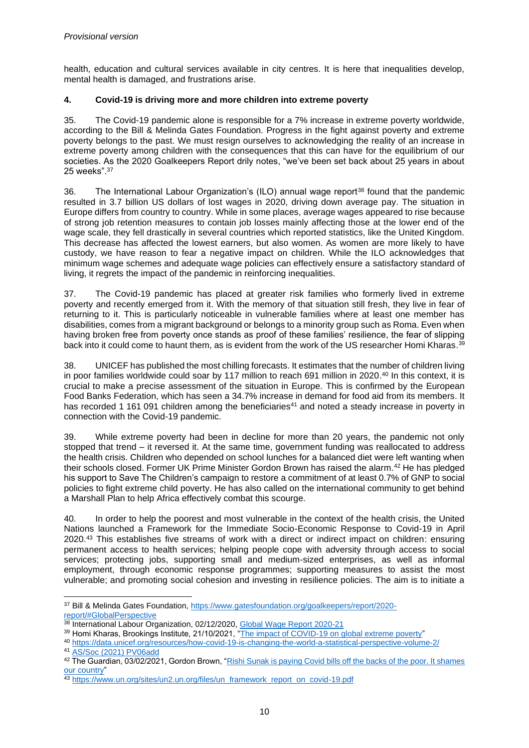health, education and cultural services available in city centres. It is here that inequalities develop, mental health is damaged, and frustrations arise.

#### 4. Covid-19 is driving more and more children into extreme poverty

35. The Covid-19 pandemic alone is responsible for a 7% increase in extreme poverty worldwide, according to the Bill & Melinda Gates Foundation. Progress in the fight against poverty and extreme poverty belongs to the past. We must resign ourselves to acknowledging the reality of an increase in extreme poverty among children with the consequences that this can have for the equilibrium of our societies. As the 2020 Goalkeepers Report drily notes, "we've been set back about 25 years in about 25 weeks".[37]

36. The International Labour Organization's (ILO) annual wage report[38] found that the pandemic resulted in 3.7 billion US dollars of lost wages in 2020, driving down average pay. The situation in Europe differs from country to country. While in some places, average wages appeared to rise because of strong job retention measures to contain job losses mainly affecting those at the lower end of the wage scale, they fell drastically in several countries which reported statistics, like the United Kingdom. This decrease has affected the lowest earners, but also women. As women are more likely to have custody, we have reason to fear a negative impact on children. While the ILO acknowledges that minimum wage schemes and adequate wage policies can effectively ensure a satisfactory standard of living, it regrets the impact of the pandemic in reinforcing inequalities.

37. The Covid-19 pandemic has placed at greater risk families who formerly lived in extreme poverty and recently emerged from it. With the memory of that situation still fresh, they live in fear of returning to it. This is particularly noticeable in vulnerable families where at least one member has disabilities, comes from a migrant background or belongs to a minority group such as Roma. Even when having broken free from poverty once stands as proof of these families' resilience, the fear of slipping back into it could come to haunt them, as is evident from the work of the US researcher Homi Kharas.[39]

38. UNICEF has published the most chilling forecasts. It estimates that the number of children living in poor families worldwide could soar by 117 million to reach 691 million in 2020.[40] In this context, it is crucial to make a precise assessment of the situation in Europe. This is confirmed by the European Food Banks Federation, which has seen a 34.7% increase in demand for food aid from its members. It has recorded 1 161 091 children among the beneficiaries[41] and noted a steady increase in poverty in connection with the Covid-19 pandemic.

39. While extreme poverty had been in decline for more than 20 years, the pandemic not only stopped that trend – it reversed it. At the same time, government funding was reallocated to address the health crisis. Children who depended on school lunches for a balanced diet were left wanting when their schools closed. Former UK Prime Minister Gordon Brown has raised the alarm.[42] He has pledged his support to Save The Children's campaign to restore a commitment of at least 0.7% of GNP to social policies to fight extreme child poverty. He has also called on the international community to get behind a Marshall Plan to help Africa effectively combat this scourge.

40. In order to help the poorest and most vulnerable in the context of the health crisis, the United Nations launched a Framework for the Immediate Socio-Economic Response to Covid-19 in April 2020.[43] This establishes five streams of work with a direct or indirect impact on children: ensuring permanent access to health services; helping people cope with adversity through access to social services; protecting jobs, supporting small and medium-sized enterprises, as well as informal employment, through economic response programmes; supporting measures to assist the most vulnerable; and promoting social cohesion and investing in resilience policies. The aim is to initiate a

---

[37] Bill & Melinda Gates Foundation, https://www.gatesfoundation.org/goalkeepers/report/2020-report/#GlobalPerspective

[38] International Labour Organization, 02/12/2020, Global Wage Report 2020-21

[39] Homi Kharas, Brookings Institute, 21/10/2021, "The impact of COVID-19 on global extreme poverty"

[40] https://data.unicef.org/resources/how-covid-19-is-changing-the-world-a-statistical-perspective-volume-2/

[41] AS/Soc (2021) PV06add

[42] The Guardian, 03/02/2021, Gordon Brown, "Rishi Sunak is paying Covid bills off the backs of the poor. It shames our country"

[43] https://www.un.org/sites/un2.un.org/files/un_framework_report_on_covid-19.pdf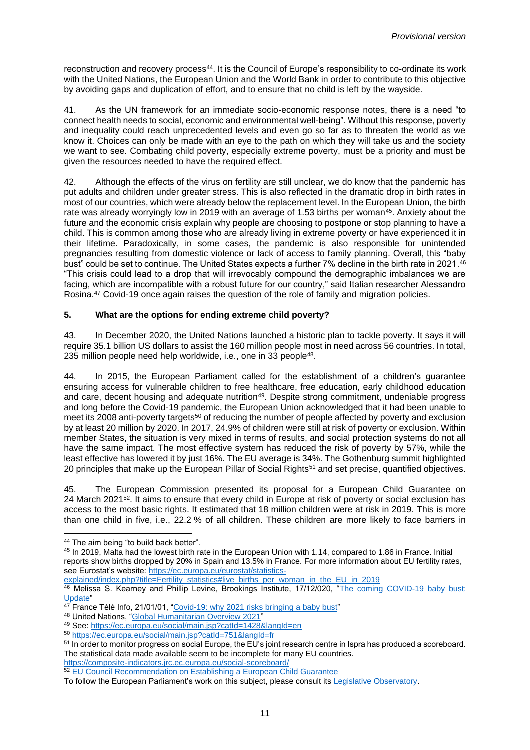reconstruction and recovery process[44]. It is the Council of Europe's responsibility to co-ordinate its work with the United Nations, the European Union and the World Bank in order to contribute to this objective by avoiding gaps and duplication of effort, and to ensure that no child is left by the wayside.

41. As the UN framework for an immediate socio-economic response notes, there is a need "to connect health needs to social, economic and environmental well-being". Without this response, poverty and inequality could reach unprecedented levels and even go so far as to threaten the world as we know it. Choices can only be made with an eye to the path on which they will take us and the society we want to see. Combating child poverty, especially extreme poverty, must be a priority and must be given the resources needed to have the required effect.

42. Although the effects of the virus on fertility are still unclear, we do know that the pandemic has put adults and children under greater stress. This is also reflected in the dramatic drop in birth rates in most of our countries, which were already below the replacement level. In the European Union, the birth rate was already worryingly low in 2019 with an average of 1.53 births per woman[45]. Anxiety about the future and the economic crisis explain why people are choosing to postpone or stop planning to have a child. This is common among those who are already living in extreme poverty or have experienced it in their lifetime. Paradoxically, in some cases, the pandemic is also responsible for unintended pregnancies resulting from domestic violence or lack of access to family planning. Overall, this "baby bust" could be set to continue. The United States expects a further 7% decline in the birth rate in 2021.[46] "This crisis could lead to a drop that will irrevocably compound the demographic imbalances we are facing, which are incompatible with a robust future for our country," said Italian researcher Alessandro Rosina.[47] Covid-19 once again raises the question of the role of family and migration policies.

## 5. What are the options for ending extreme child poverty?

43. In December 2020, the United Nations launched a historic plan to tackle poverty. It says it will require 35.1 billion US dollars to assist the 160 million people most in need across 56 countries. In total, 235 million people need help worldwide, i.e., one in 33 people[48].

44. In 2015, the European Parliament called for the establishment of a children's guarantee ensuring access for vulnerable children to free healthcare, free education, early childhood education and care, decent housing and adequate nutrition[49]. Despite strong commitment, undeniable progress and long before the Covid-19 pandemic, the European Union acknowledged that it had been unable to meet its 2008 anti-poverty targets[50] of reducing the number of people affected by poverty and exclusion by at least 20 million by 2020. In 2017, 24.9% of children were still at risk of poverty or exclusion. Within member States, the situation is very mixed in terms of results, and social protection systems do not all have the same impact. The most effective system has reduced the risk of poverty by 57%, while the least effective has lowered it by just 16%. The EU average is 34%. The Gothenburg summit highlighted 20 principles that make up the European Pillar of Social Rights[51] and set precise, quantified objectives.

45. The European Commission presented its proposal for a European Child Guarantee on 24 March 2021[52]. It aims to ensure that every child in Europe at risk of poverty or social exclusion has access to the most basic rights. It estimated that 18 million children were at risk in 2019. This is more than one child in five, i.e., 22.2 % of all children. These children are more likely to face barriers in

---

[44] The aim being "to build back better".

[45] In 2019, Malta had the lowest birth rate in the European Union with 1.14, compared to 1.86 in France. Initial reports show births dropped by 20% in Spain and 13.5% in France. For more information about EU fertility rates, see Eurostat's website: https://ec.europa.eu/eurostat/statistics-explained/index.php?title=Fertility_statistics#live_births_per_woman_in_the_EU_in_2019

[46] Melissa S. Kearney and Phillip Levine, Brookings Institute, 17/12/020, "The coming COVID-19 baby bust: Update"

[47] France Télé Info, 21/01/01, "Covid-19: why 2021 risks bringing a baby bust"

[48] United Nations, "Global Humanitarian Overview 2021"

[49] See: https://ec.europa.eu/social/main.jsp?catId=1428&langId=en

[50] https://ec.europa.eu/social/main.jsp?catId=751&langId=fr

[51] In order to monitor progress on social Europe, the EU's joint research centre in Ispra has produced a scoreboard. The statistical data made available seem to be incomplete for many EU countries. https://composite-indicators.jrc.ec.europa.eu/social-scoreboard/

[52] EU Council Recommendation on Establishing a European Child Guarantee

To follow the European Parliament's work on this subject, please consult its Legislative Observatory.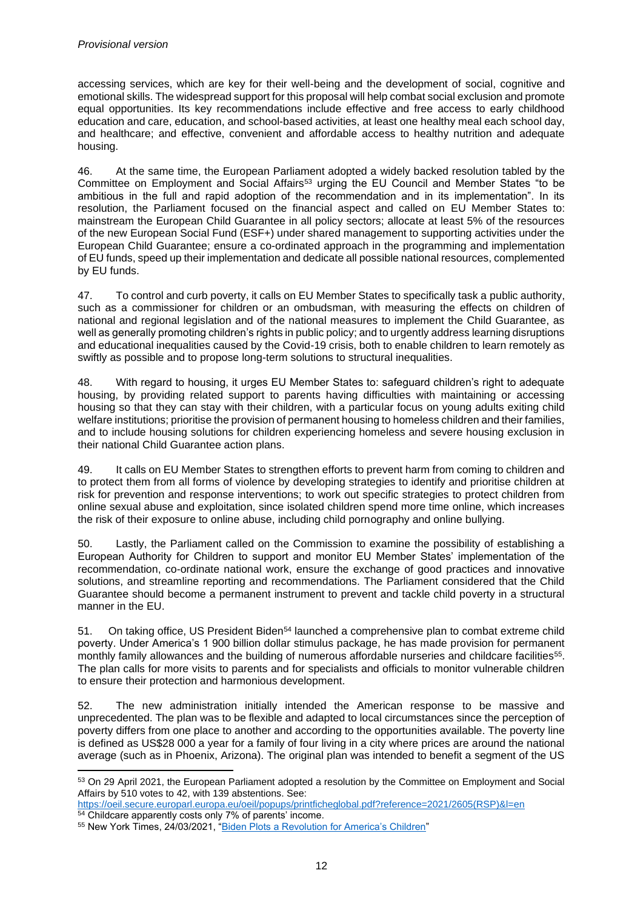accessing services, which are key for their well-being and the development of social, cognitive and emotional skills. The widespread support for this proposal will help combat social exclusion and promote equal opportunities. Its key recommendations include effective and free access to early childhood education and care, education, and school-based activities, at least one healthy meal each school day, and healthcare; and effective, convenient and affordable access to healthy nutrition and adequate housing.

46. At the same time, the European Parliament adopted a widely backed resolution tabled by the Committee on Employment and Social Affairs[53] urging the EU Council and Member States "to be ambitious in the full and rapid adoption of the recommendation and in its implementation". In its resolution, the Parliament focused on the financial aspect and called on EU Member States to: mainstream the European Child Guarantee in all policy sectors; allocate at least 5% of the resources of the new European Social Fund (ESF+) under shared management to supporting activities under the European Child Guarantee; ensure a co-ordinated approach in the programming and implementation of EU funds, speed up their implementation and dedicate all possible national resources, complemented by EU funds.

47. To control and curb poverty, it calls on EU Member States to specifically task a public authority, such as a commissioner for children or an ombudsman, with measuring the effects on children of national and regional legislation and of the national measures to implement the Child Guarantee, as well as generally promoting children's rights in public policy; and to urgently address learning disruptions and educational inequalities caused by the Covid-19 crisis, both to enable children to learn remotely as swiftly as possible and to propose long-term solutions to structural inequalities.

48. With regard to housing, it urges EU Member States to: safeguard children's right to adequate housing, by providing related support to parents having difficulties with maintaining or accessing housing so that they can stay with their children, with a particular focus on young adults exiting child welfare institutions; prioritise the provision of permanent housing to homeless children and their families, and to include housing solutions for children experiencing homeless and severe housing exclusion in their national Child Guarantee action plans.

49. It calls on EU Member States to strengthen efforts to prevent harm from coming to children and to protect them from all forms of violence by developing strategies to identify and prioritise children at risk for prevention and response interventions; to work out specific strategies to protect children from online sexual abuse and exploitation, since isolated children spend more time online, which increases the risk of their exposure to online abuse, including child pornography and online bullying.

50. Lastly, the Parliament called on the Commission to examine the possibility of establishing a European Authority for Children to support and monitor EU Member States' implementation of the recommendation, co-ordinate national work, ensure the exchange of good practices and innovative solutions, and streamline reporting and recommendations. The Parliament considered that the Child Guarantee should become a permanent instrument to prevent and tackle child poverty in a structural manner in the EU.

51. On taking office, US President Biden[54] launched a comprehensive plan to combat extreme child poverty. Under America's 1 900 billion dollar stimulus package, he has made provision for permanent monthly family allowances and the building of numerous affordable nurseries and childcare facilities[55]. The plan calls for more visits to parents and for specialists and officials to monitor vulnerable children to ensure their protection and harmonious development.

52. The new administration initially intended the American response to be massive and unprecedented. The plan was to be flexible and adapted to local circumstances since the perception of poverty differs from one place to another and according to the opportunities available. The poverty line is defined as US$28 000 a year for a family of four living in a city where prices are around the national average (such as in Phoenix, Arizona). The original plan was intended to benefit a segment of the US

---

[53] On 29 April 2021, the European Parliament adopted a resolution by the Committee on Employment and Social Affairs by 510 votes to 42, with 139 abstentions. See: https://oeil.secure.europarl.europa.eu/oeil/popups/printficheglobal.pdf?reference=2021/2605(RSP)&l=en

[54] Childcare apparently costs only 7% of parents' income.

[55] New York Times, 24/03/2021, "Biden Plots a Revolution for America's Children"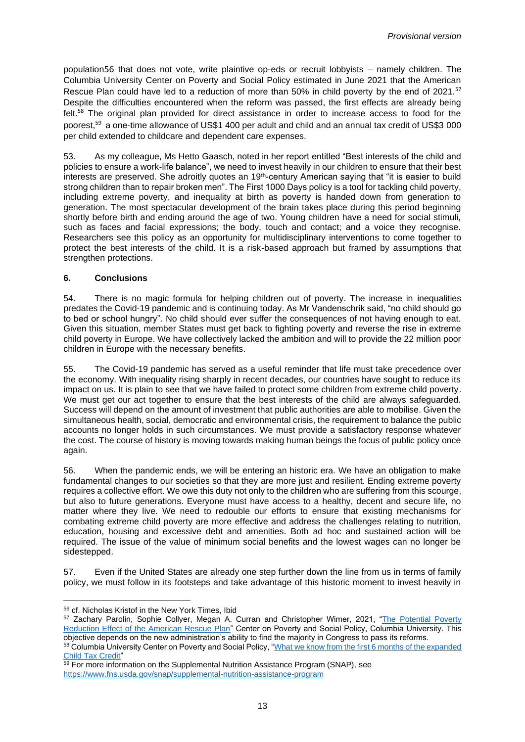population56 that does not vote, write plaintive op-eds or recruit lobbyists – namely children. The Columbia University Center on Poverty and Social Policy estimated in June 2021 that the American Rescue Plan could have led to a reduction of more than 50% in child poverty by the end of 2021.[57] Despite the difficulties encountered when the reform was passed, the first effects are already being felt.[58] The original plan provided for direct assistance in order to increase access to food for the poorest,[59] a one-time allowance of US$1 400 per adult and child and an annual tax credit of US$3 000 per child extended to childcare and dependent care expenses.

53. As my colleague, Ms Hetto Gaasch, noted in her report entitled "Best interests of the child and policies to ensure a work-life balance", we need to invest heavily in our children to ensure that their best interests are preserved. She adroitly quotes an 19th-century American saying that "it is easier to build strong children than to repair broken men". The First 1000 Days policy is a tool for tackling child poverty, including extreme poverty, and inequality at birth as poverty is handed down from generation to generation. The most spectacular development of the brain takes place during this period beginning shortly before birth and ending around the age of two. Young children have a need for social stimuli, such as faces and facial expressions; the body, touch and contact; and a voice they recognise. Researchers see this policy as an opportunity for multidisciplinary interventions to come together to protect the best interests of the child. It is a risk-based approach but framed by assumptions that strengthen protections.

## 6. Conclusions

54. There is no magic formula for helping children out of poverty. The increase in inequalities predates the Covid-19 pandemic and is continuing today. As Mr Vandenschrik said, "no child should go to bed or school hungry". No child should ever suffer the consequences of not having enough to eat. Given this situation, member States must get back to fighting poverty and reverse the rise in extreme child poverty in Europe. We have collectively lacked the ambition and will to provide the 22 million poor children in Europe with the necessary benefits.

55. The Covid-19 pandemic has served as a useful reminder that life must take precedence over the economy. With inequality rising sharply in recent decades, our countries have sought to reduce its impact on us. It is plain to see that we have failed to protect some children from extreme child poverty. We must get our act together to ensure that the best interests of the child are always safeguarded. Success will depend on the amount of investment that public authorities are able to mobilise. Given the simultaneous health, social, democratic and environmental crisis, the requirement to balance the public accounts no longer holds in such circumstances. We must provide a satisfactory response whatever the cost. The course of history is moving towards making human beings the focus of public policy once again.

56. When the pandemic ends, we will be entering an historic era. We have an obligation to make fundamental changes to our societies so that they are more just and resilient. Ending extreme poverty requires a collective effort. We owe this duty not only to the children who are suffering from this scourge, but also to future generations. Everyone must have access to a healthy, decent and secure life, no matter where they live. We need to redouble our efforts to ensure that existing mechanisms for combating extreme child poverty are more effective and address the challenges relating to nutrition, education, housing and excessive debt and amenities. Both ad hoc and sustained action will be required. The issue of the value of minimum social benefits and the lowest wages can no longer be sidestepped.

57. Even if the United States are already one step further down the line from us in terms of family policy, we must follow in its footsteps and take advantage of this historic moment to invest heavily in

---

[56] cf. Nicholas Kristof in the New York Times, Ibid

[57] Zachary Parolin, Sophie Collyer, Megan A. Curran and Christopher Wimer, 2021, "The Potential Poverty Reduction Effect of the American Rescue Plan" Center on Poverty and Social Policy, Columbia University. This objective depends on the new administration's ability to find the majority in Congress to pass its reforms.

[58] Columbia University Center on Poverty and Social Policy, "What we know from the first 6 months of the expanded Child Tax Credit"

[59] For more information on the Supplemental Nutrition Assistance Program (SNAP), see https://www.fns.usda.gov/snap/supplemental-nutrition-assistance-program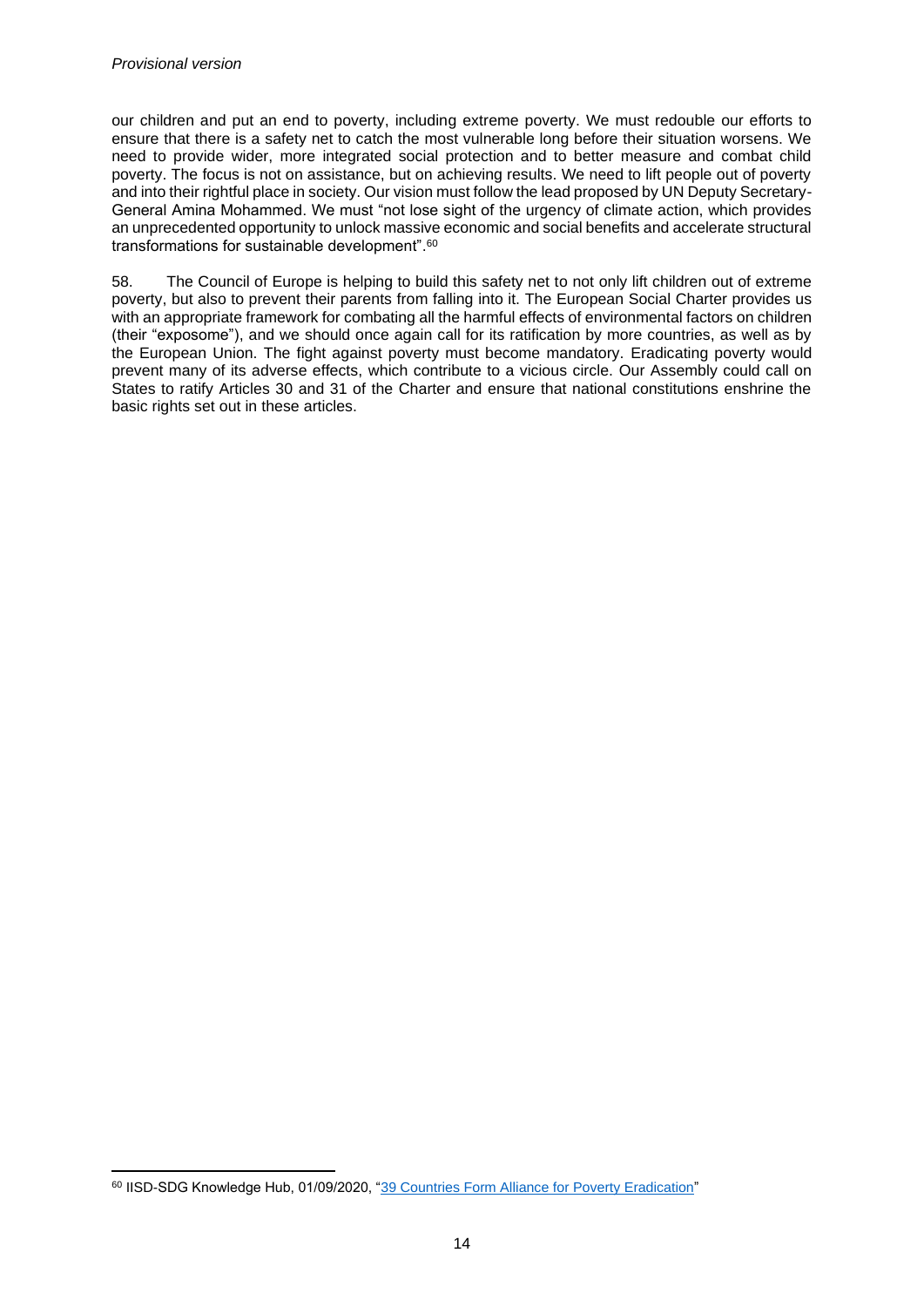our children and put an end to poverty, including extreme poverty. We must redouble our efforts to ensure that there is a safety net to catch the most vulnerable long before their situation worsens. We need to provide wider, more integrated social protection and to better measure and combat child poverty. The focus is not on assistance, but on achieving results. We need to lift people out of poverty and into their rightful place in society. Our vision must follow the lead proposed by UN Deputy Secretary-General Amina Mohammed. We must "not lose sight of the urgency of climate action, which provides an unprecedented opportunity to unlock massive economic and social benefits and accelerate structural transformations for sustainable development".[60]

58. The Council of Europe is helping to build this safety net to not only lift children out of extreme poverty, but also to prevent their parents from falling into it. The European Social Charter provides us with an appropriate framework for combating all the harmful effects of environmental factors on children (their "exposome"), and we should once again call for its ratification by more countries, as well as by the European Union. The fight against poverty must become mandatory. Eradicating poverty would prevent many of its adverse effects, which contribute to a vicious circle. Our Assembly could call on States to ratify Articles 30 and 31 of the Charter and ensure that national constitutions enshrine the basic rights set out in these articles.

---

[60] IISD-SDG Knowledge Hub, 01/09/2020, "39 Countries Form Alliance for Poverty Eradication"